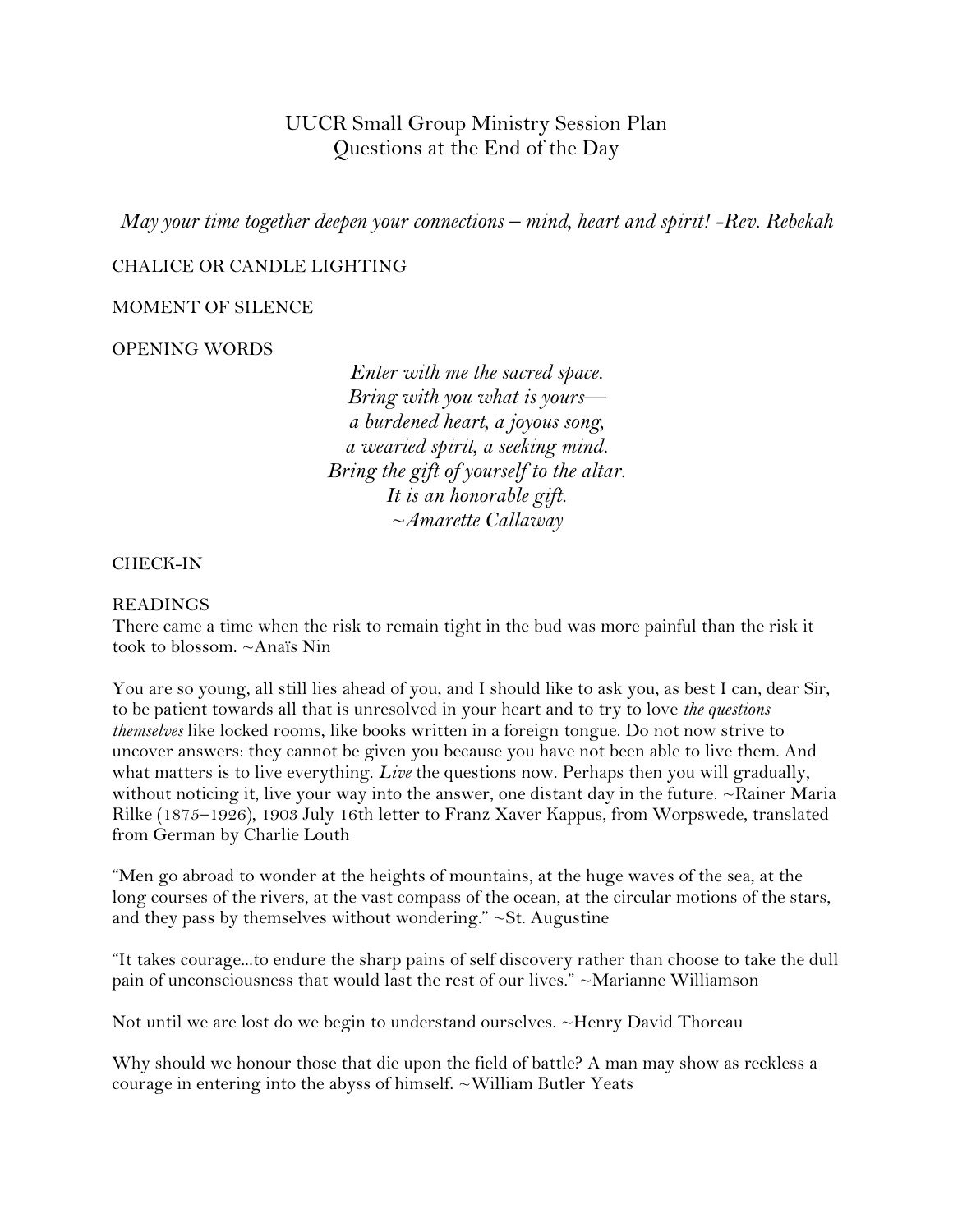# UUCR Small Group Ministry Session Plan
## Questions at the End of the Day

*May your time together deepen your connections – mind, heart and spirit! -Rev. Rebekah*

CHALICE OR CANDLE LIGHTING

MOMENT OF SILENCE

OPENING WORDS

*Enter with me the sacred space.*
*Bring with you what is yours—*
*a burdened heart, a joyous song,*
*a wearied spirit, a seeking mind.*
*Bring the gift of yourself to the altar.*
*It is an honorable gift.*
*~Amarette Callaway*

CHECK-IN

READINGS

There came a time when the risk to remain tight in the bud was more painful than the risk it took to blossom. ~Anaïs Nin

You are so young, all still lies ahead of you, and I should like to ask you, as best I can, dear Sir, to be patient towards all that is unresolved in your heart and to try to love *the questions themselves* like locked rooms, like books written in a foreign tongue. Do not now strive to uncover answers: they cannot be given you because you have not been able to live them. And what matters is to live everything. *Live* the questions now. Perhaps then you will gradually, without noticing it, live your way into the answer, one distant day in the future. ~Rainer Maria Rilke (1875–1926), 1903 July 16th letter to Franz Xaver Kappus, from Worpswede, translated from German by Charlie Louth

"Men go abroad to wonder at the heights of mountains, at the huge waves of the sea, at the long courses of the rivers, at the vast compass of the ocean, at the circular motions of the stars, and they pass by themselves without wondering." ~St. Augustine

"It takes courage...to endure the sharp pains of self discovery rather than choose to take the dull pain of unconsciousness that would last the rest of our lives." ~Marianne Williamson

Not until we are lost do we begin to understand ourselves. ~Henry David Thoreau

Why should we honour those that die upon the field of battle? A man may show as reckless a courage in entering into the abyss of himself. ~William Butler Yeats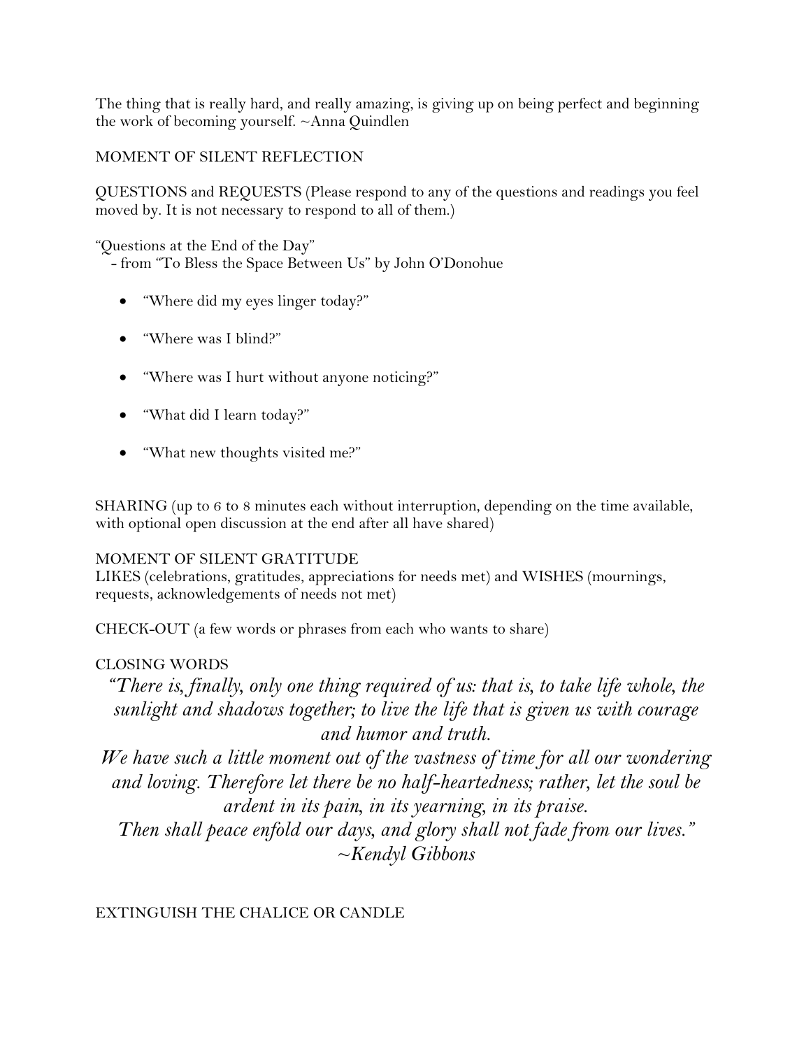The thing that is really hard, and really amazing, is giving up on being perfect and beginning the work of becoming yourself. ~Anna Quindlen

MOMENT OF SILENT REFLECTION

QUESTIONS and REQUESTS (Please respond to any of the questions and readings you feel moved by. It is not necessary to respond to all of them.)

"Questions at the End of the Day"
- from "To Bless the Space Between Us" by John O'Donohue

- "Where did my eyes linger today?"
- "Where was I blind?"
- "Where was I hurt without anyone noticing?"
- "What did I learn today?"
- "What new thoughts visited me?"

SHARING (up to 6 to 8 minutes each without interruption, depending on the time available, with optional open discussion at the end after all have shared)

MOMENT OF SILENT GRATITUDE
LIKES (celebrations, gratitudes, appreciations for needs met) and WISHES (mournings, requests, acknowledgements of needs not met)

CHECK-OUT (a few words or phrases from each who wants to share)

CLOSING WORDS

*"There is, finally, only one thing required of us: that is, to take life whole, the sunlight and shadows together; to live the life that is given us with courage and humor and truth.*
*We have such a little moment out of the vastness of time for all our wondering and loving. Therefore let there be no half-heartedness; rather, let the soul be ardent in its pain, in its yearning, in its praise.*
*Then shall peace enfold our days, and glory shall not fade from our lives."*
*~Kendyl Gibbons*

EXTINGUISH THE CHALICE OR CANDLE